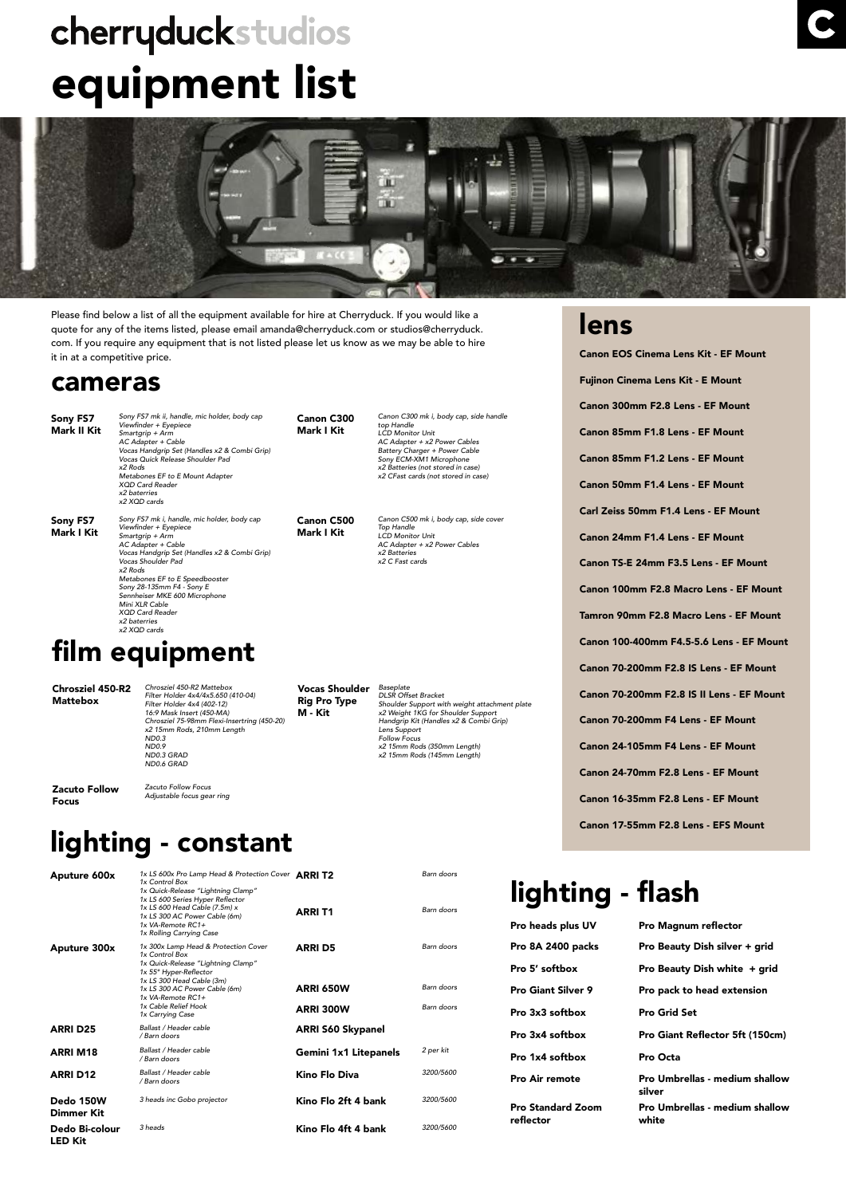# cherryduckstudios

# equipment list

Please find below a list of all the equipment available for hire at Cherryduck. If you would like a quote for any of the items listed, please email amanda@cherryduck.com or studios@cherryduck.com. If you require any equipment that is not listed please let us know as we may be able to hire it in at a competitive price.

## cameras

| Item | Contents |
|---|---|
| **Sony FS7 Mark II Kit** | *Sony FS7 mk ii, handle, mic holder, body cap<br>Viewfinder + Eyepiece<br>Smartgrip + Arm<br>AC Adapter + Cable<br>Vocas Handgrip Set (Handles x2 & Combi Grip)<br>Vocas Quick Release Shoulder Pad<br>x2 Rods<br>Metabones EF to E Mount Adapter<br>XQD Card Reader<br>x2 baterries<br>x2 XQD cards* |
| **Sony FS7 Mark I Kit** | *Sony FS7 mk i, handle, mic holder, body cap<br>Viewfinder + Eyepiece<br>Smartgrip + Arm<br>AC Adapter + Cable<br>Vocas Handgrip Set (Handles x2 & Combi Grip)<br>Vocas Shoulder Pad<br>x2 Rods<br>Metabones EF to E Speedbooster<br>Sony 28-135mm F4 - Sony E<br>Sennheiser MKE 600 Microphone<br>Mini XLR Cable<br>XQD Card Reader<br>x2 baterries<br>x2 XQD cards* |
| **Canon C300 Mark I Kit** | *Canon C300 mk i, body cap, side handle<br>top Handle<br>LCD Monitor Unit<br>AC Adapter + x2 Power Cables<br>Battery Charger + Power Cable<br>Sony ECM-XM1 Microphone<br>x2 Batteries (not stored in case)<br>x2 CFast cards (not stored in case)* |
| **Canon C500 Mark I Kit** | *Canon C500 mk i, body cap, side cover<br>Top Handle<br>LCD Monitor Unit<br>AC Adapter + x2 Power Cables<br>x2 Batteries<br>x2 C Fast cards* |

## film equipment

| Item | Contents |
|---|---|
| **Chrosziel 450-R2 Mattebox** | *Chrosziel 450-R2 Mattebox<br>Filter Holder 4x4/4x5.650 (410-04)<br>Filter Holder 4x4 (402-12)<br>16:9 Mask Insert (450-MA)<br>Chrosziel 75-98mm Flexi-Insertring (450-20)<br>x2 15mm Rods, 210mm Length<br>ND0.3<br>ND0.9<br>ND0.3 GRAD<br>ND0.6 GRAD* |
| **Zacuto Follow Focus** | *Zacuto Follow Focus<br>Adjustable focus gear ring* |
| **Vocas Shoulder Rig Pro Type M - Kit** | *Baseplate<br>DLSR Offset Bracket<br>Shoulder Support with weight attachment plate<br>x2 Weight 1KG for Shoulder Support<br>Handgrip Kit (Handles x2 & Combi Grip)<br>Lens Support<br>Follow Focus<br>x2 15mm Rods (350mm Length)<br>x2 15mm Rods (145mm Length)* |

## lighting - constant

| Item | Contents |
|---|---|
| **Aputure 600x** | *1x LS 600x Pro Lamp Head & Protection Cover<br>1x Control Box<br>1x Quick-Release "Lightning Clamp"<br>1x LS 600 Series Hyper Reflector<br>1x LS 600 Head Cable (7.5m) x<br>1x LS 300 AC Power Cable (6m)<br>1x VA-Remote RC1+<br>1x Rolling Carrying Case* |
| **Aputure 300x** | *1x 300x Lamp Head & Protection Cover<br>1x Control Box<br>1x Quick-Release "Lightning Clamp"<br>1x 55" Hyper-Reflector<br>1x LS 300 Head Cable (3m)<br>1x LS 300 AC Power Cable (6m)<br>1x VA-Remote RC1+<br>1x Cable Relief Hook<br>1x Carrying Case* |
| **ARRI D25** | *Ballast / Header cable / Barn doors* |
| **ARRI M18** | *Ballast / Header cable / Barn doors* |
| **ARRI D12** | *Ballast / Header cable / Barn doors* |
| **Dedo 150W Dimmer Kit** | *3 heads inc Gobo projector* |
| **Dedo Bi-colour LED Kit** | *3 heads* |
| **ARRI T2** | *Barn doors* |
| **ARRI T1** | *Barn doors* |
| **ARRI D5** | *Barn doors* |
| **ARRI 650W** | *Barn doors* |
| **ARRI 300W** | *Barn doors* |
| **ARRI S60 Skypanel** | |
| **Gemini 1x1 Litepanels** | *2 per kit* |
| **Kino Flo Diva** | *3200/5600* |
| **Kino Flo 2ft 4 bank** | *3200/5600* |
| **Kino Flo 4ft 4 bank** | *3200/5600* |

## lens

- **Canon EOS Cinema Lens Kit - EF Mount**
- **Fujinon Cinema Lens Kit - E Mount**
- **Canon 300mm F2.8 Lens - EF Mount**
- **Canon 85mm F1.8 Lens - EF Mount**
- **Canon 85mm F1.2 Lens - EF Mount**
- **Canon 50mm F1.4 Lens - EF Mount**
- **Carl Zeiss 50mm F1.4 Lens - EF Mount**
- **Canon 24mm F1.4 Lens - EF Mount**
- **Canon TS-E 24mm F3.5 Lens - EF Mount**
- **Canon 100mm F2.8 Macro Lens - EF Mount**
- **Tamron 90mm F2.8 Macro Lens - EF Mount**
- **Canon 100-400mm F4.5-5.6 Lens - EF Mount**
- **Canon 70-200mm F2.8 IS Lens - EF Mount**
- **Canon 70-200mm F2.8 IS II Lens - EF Mount**
- **Canon 70-200mm F4 Lens - EF Mount**
- **Canon 24-105mm F4 Lens - EF Mount**
- **Canon 24-70mm F2.8 Lens - EF Mount**
- **Canon 16-35mm F2.8 Lens - EF Mount**
- **Canon 17-55mm F2.8 Lens - EFS Mount**

## lighting - flash

| | |
|---|---|
| **Pro heads plus UV** | **Pro Magnum reflector** |
| **Pro 8A 2400 packs** | **Pro Beauty Dish silver + grid** |
| **Pro 5' softbox** | **Pro Beauty Dish white + grid** |
| **Pro Giant Silver 9** | **Pro pack to head extension** |
| **Pro 3x3 softbox** | **Pro Grid Set** |
| **Pro 3x4 softbox** | **Pro Giant Reflector 5ft (150cm)** |
| **Pro 1x4 softbox** | **Pro Octa** |
| **Pro Air remote** | **Pro Umbrellas - medium shallow silver** |
| **Pro Standard Zoom reflector** | **Pro Umbrellas - medium shallow white** |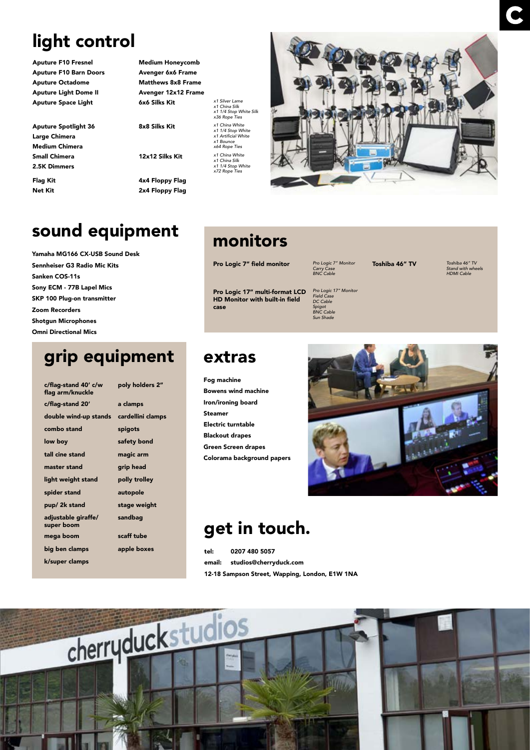## light control

**Aputure F10 Fresnel**
**Aputure F10 Barn Doors**
**Aputure Octadome**
**Aputure Light Dome II**
**Aputure Space Light**

**Aputure Spotlight 36**
**Large Chimera**
**Medium Chimera**
**Small Chimera**
**2.5K Dimmers**

**Flag Kit**
**Net Kit**

**Medium Honeycomb**
**Avenger 6x6 Frame**
**Matthews 8x8 Frame**
**Avenger 12x12 Frame**

**6x6 Silks Kit**

*x1 Silver Lame*
*x1 China Silk*
*x1 1/4 Stop White Silk*
*x36 Rope Ties*

**8x8 Silks Kit**

*x1 China White*
*x1 1/4 Stop White*
*x1 Artificial White*
*x1 Bounce*
*x64 Rope Ties*

**12x12 Silks Kit**

*x1 China White*
*x1 China Silk*
*x1 1/4 Stop White*
*x72 Rope Ties*

**4x4 Floppy Flag**
**2x4 Floppy Flag**

## sound equipment

**Yamaha MG166 CX-USB Sound Desk**
**Sennheiser G3 Radio Mic Kits**
**Sanken COS-11s**
**Sony ECM - 77B Lapel Mics**
**SKP 100 Plug-on transmitter**
**Zoom Recorders**
**Shotgun Microphones**
**Omni Directional Mics**

## monitors

**Pro Logic 7" field monitor**

*Pro Logic 7" Monitor*
*Carry Case*
*BNC Cable*

**Pro Logic 17" multi-format LCD HD Monitor with built-in field case**

*Pro Logic 17" Monitor*
*Field Case*
*DC Cable*
*Spigot*
*BNC Cable*
*Sun Shade*

**Toshiba 46" TV**

*Toshiba 46" TV*
*Stand with wheels*
*HDMI Cable*

## grip equipment

| | |
|---|---|
| c/flag-stand 40' c/w flag arm/knuckle | poly holders 2" |
| c/flag-stand 20' | a clamps |
| double wind-up stands | cardellini clamps |
| combo stand | spigots |
| low boy | safety bond |
| tall cine stand | magic arm |
| master stand | grip head |
| light weight stand | polly trolley |
| spider stand | autopole |
| pup/ 2k stand | stage weight |
| adjustable giraffe/ super boom | sandbag |
| mega boom | scaff tube |
| big ben clamps | apple boxes |
| k/super clamps | |

## extras

**Fog machine**
**Bowens wind machine**
**Iron/ironing board**
**Steamer**
**Electric turntable**
**Blackout drapes**
**Green Screen drapes**
**Colorama background papers**

## get in touch.

**tel:** 0207 480 5057
**email:** studios@cherryduck.com
**12-18 Sampson Street, Wapping, London, E1W 1NA**